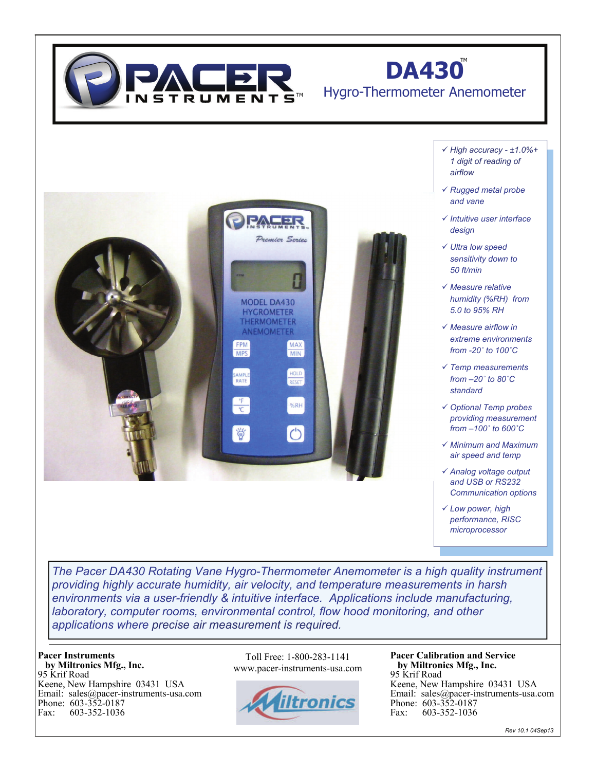# DA430™

## Hygro-Thermometer Anemometer

- ✓ High accuracy - ±1.0%+ 1 digit of reading of airflow
- ✓ Rugged metal probe and vane
- ✓ Intuitive user interface design
- ✓ Ultra low speed sensitivity down to 50 ft/min
- ✓ Measure relative humidity (%RH) from 5.0 to 95% RH
- ✓ Measure airflow in extreme environments from -20˚ to 100˚C
- ✓ Temp measurements from –20˚ to 80˚C standard
- ✓ Optional Temp probes providing measurement from –100˚ to 600˚C
- ✓ Minimum and Maximum air speed and temp
- ✓ Analog voltage output and USB or RS232 Communication options
- ✓ Low power, high performance, RISC microprocessor

*The Pacer DA430 Rotating Vane Hygro-Thermometer Anemometer is a high quality instrument providing highly accurate humidity, air velocity, and temperature measurements in harsh environments via a user-friendly & intuitive interface. Applications include manufacturing, laboratory, computer rooms, environmental control, flow hood monitoring, and other applications where precise air measurement is required.*

**Pacer Instruments**
**by Miltronics Mfg., Inc.**
95 Krif Road
Keene, New Hampshire 03431 USA
Email: sales@pacer-instruments-usa.com
Phone: 603-352-0187
Fax: 603-352-1036

Toll Free: 1-800-283-1141
www.pacer-instruments-usa.com

Miltronics

**Pacer Calibration and Service**
**by Miltronics Mfg., Inc.**
95 Krif Road
Keene, New Hampshire 03431 USA
Email: sales@pacer-instruments-usa.com
Phone: 603-352-0187
Fax: 603-352-1036

*Rev 10.1 04Sep13*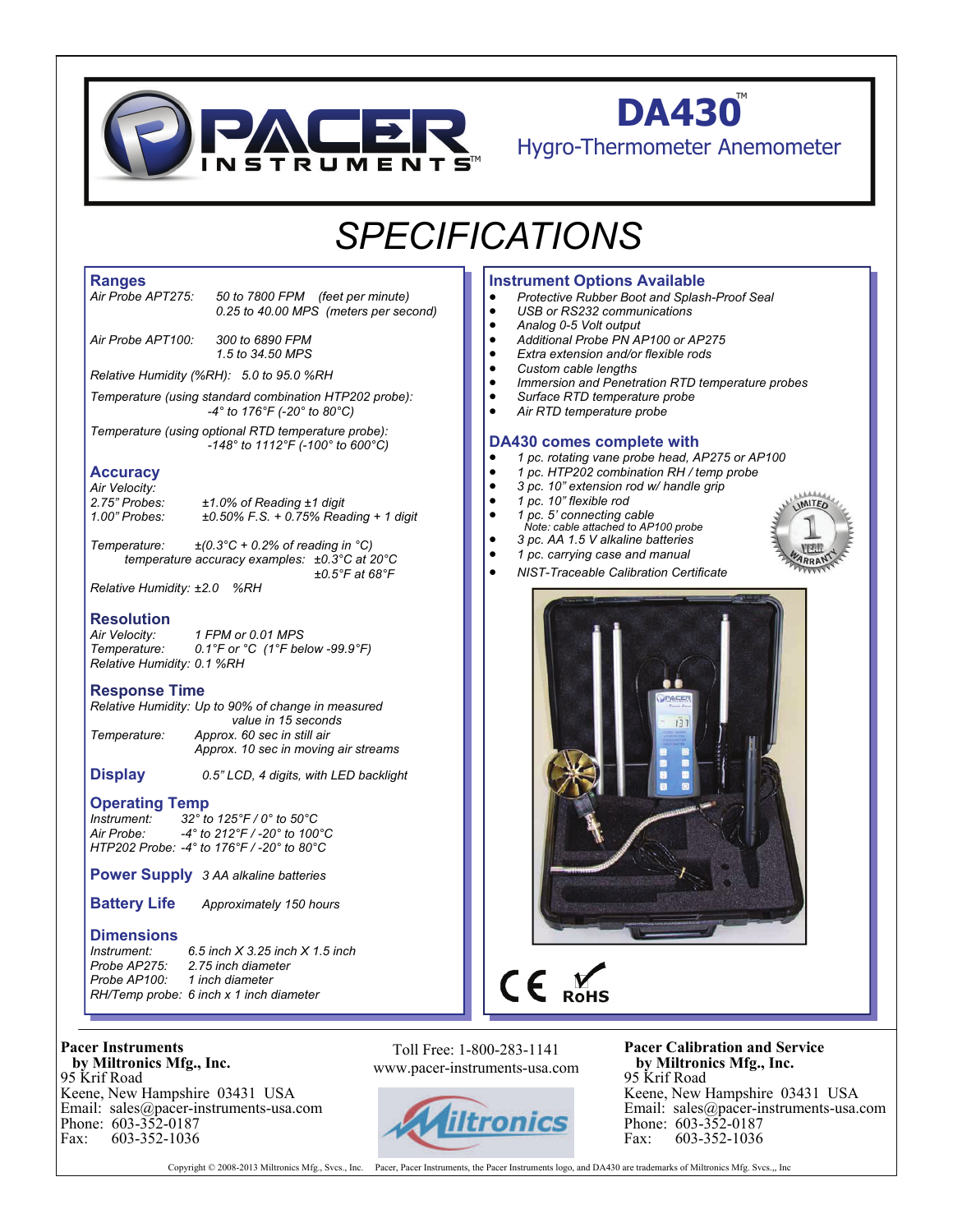# DA430™

## Hygro-Thermometer Anemometer

# SPECIFICATIONS

## Ranges

*Air Probe APT275:* *50 to 7800 FPM (feet per minute)*
*0.25 to 40.00 MPS (meters per second)*

*Air Probe APT100:* *300 to 6890 FPM*
*1.5 to 34.50 MPS*

*Relative Humidity (%RH): 5.0 to 95.0 %RH*

*Temperature (using standard combination HTP202 probe):*
*-4° to 176°F (-20° to 80°C)*

*Temperature (using optional RTD temperature probe):*
*-148° to 1112°F (-100° to 600°C)*

## Accuracy

*Air Velocity:*
*2.75" Probes:* *±1.0% of Reading ±1 digit*
*1.00" Probes:* *±0.50% F.S. + 0.75% Reading + 1 digit*

*Temperature:* *±(0.3°C + 0.2% of reading in °C)*
*temperature accuracy examples: ±0.3°C at 20°C*
*±0.5°F at 68°F*

*Relative Humidity: ±2.0 %RH*

## Resolution

*Air Velocity:* *1 FPM or 0.01 MPS*
*Temperature:* *0.1°F or °C (1°F below -99.9°F)*
*Relative Humidity: 0.1 %RH*

## Response Time

*Relative Humidity: Up to 90% of change in measured value in 15 seconds*
*Temperature:* *Approx. 60 sec in still air*
*Approx. 10 sec in moving air streams*

## Display

*0.5" LCD, 4 digits, with LED backlight*

## Operating Temp

*Instrument:* *32° to 125°F / 0° to 50°C*
*Air Probe:* *-4° to 212°F / -20° to 100°C*
*HTP202 Probe: -4° to 176°F / -20° to 80°C*

## Power Supply

*3 AA alkaline batteries*

## Battery Life

*Approximately 150 hours*

## Dimensions

*Instrument:* *6.5 inch X 3.25 inch X 1.5 inch*
*Probe AP275:* *2.75 inch diameter*
*Probe AP100:* *1 inch diameter*
*RH/Temp probe: 6 inch x 1 inch diameter*

## Instrument Options Available

- *Protective Rubber Boot and Splash-Proof Seal*
- *USB or RS232 communications*
- *Analog 0-5 Volt output*
- *Additional Probe PN AP100 or AP275*
- *Extra extension and/or flexible rods*
- *Custom cable lengths*
- *Immersion and Penetration RTD temperature probes*
- *Surface RTD temperature probe*
- *Air RTD temperature probe*

## DA430 comes complete with

- *1 pc. rotating vane probe head, AP275 or AP100*
- *1 pc. HTP202 combination RH / temp probe*
- *3 pc. 10" extension rod w/ handle grip*
- *1 pc. 10" flexible rod*
- *1 pc. 5' connecting cable*
  *Note: cable attached to AP100 probe*
- *3 pc. AA 1.5 V alkaline batteries*
- *1 pc. carrying case and manual*
- *NIST-Traceable Calibration Certificate*

LIMITED 1 YEAR WARRANTY

CE RoHS

**Pacer Instruments**
**by Miltronics Mfg., Inc.**
95 Krif Road
Keene, New Hampshire 03431 USA
Email: sales@pacer-instruments-usa.com
Phone: 603-352-0187
Fax: 603-352-1036

Toll Free: 1-800-283-1141
www.pacer-instruments-usa.com

Miltronics

**Pacer Calibration and Service**
**by Miltronics Mfg., Inc.**
95 Krif Road
Keene, New Hampshire 03431 USA
Email: sales@pacer-instruments-usa.com
Phone: 603-352-0187
Fax: 603-352-1036

Copyright © 2008-2013 Miltronics Mfg., Svcs., Inc. Pacer, Pacer Instruments, the Pacer Instruments logo, and DA430 are trademarks of Miltronics Mfg. Svcs.,, Inc